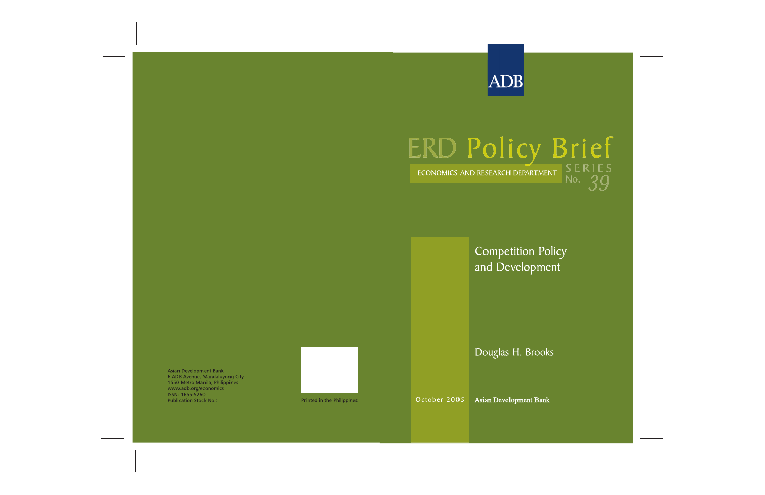ADB

# ERD Policy Brief

ECONOMICS AND RESEARCH DEPARTMENT

SERIES No. 39

## Competition Policy and Development

Douglas H. Brooks

October 2005

Asian Development Bank

Asian Development Bank
6 ADB Avenue, Mandaluyong City
1550 Metro Manila, Philippines
www.adb.org/economics
ISSN: 1655-5260
Publication Stock No.:

Printed in the Philippines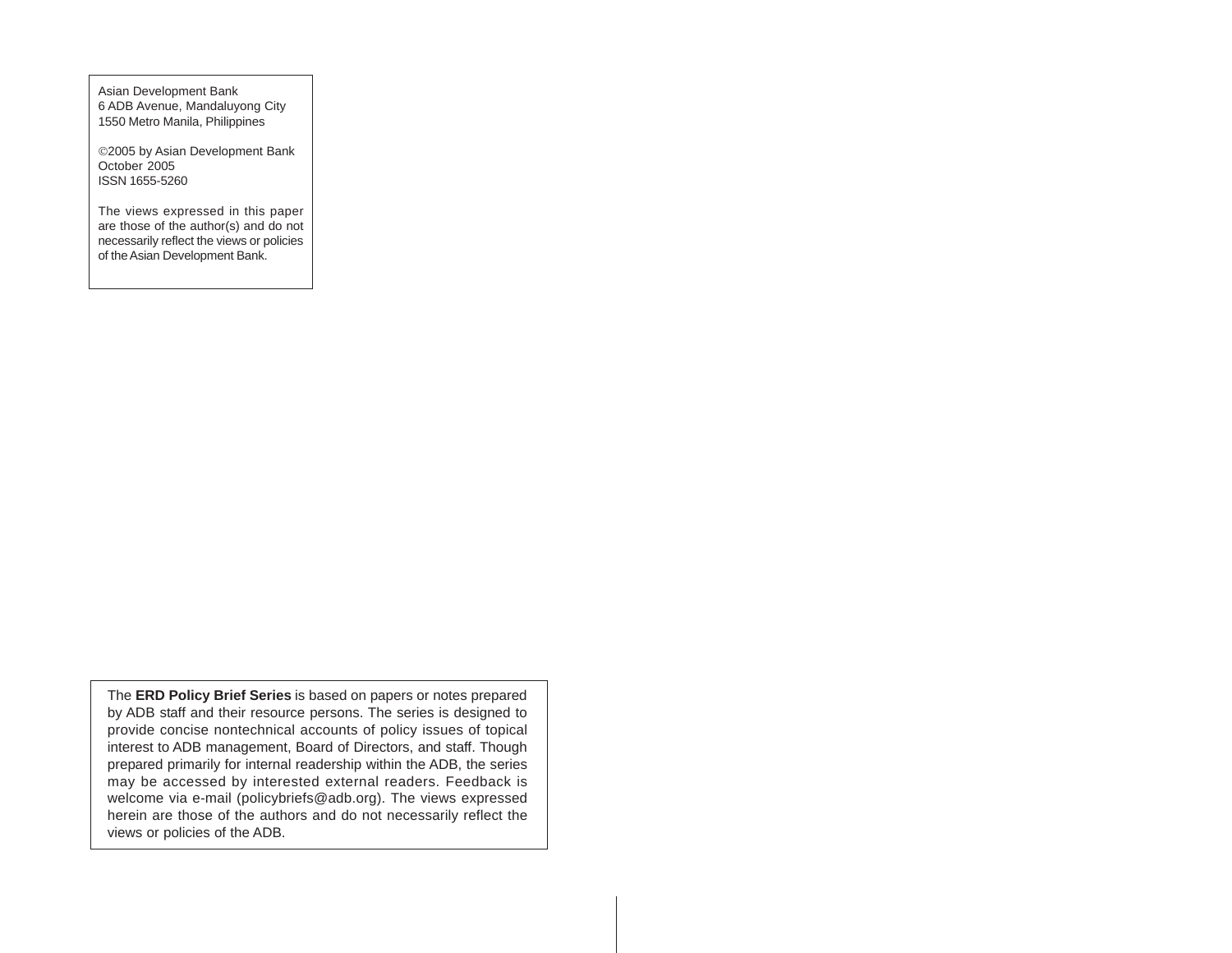Asian Development Bank
6 ADB Avenue, Mandaluyong City
1550 Metro Manila, Philippines

©2005 by Asian Development Bank
October 2005
ISSN 1655-5260

The views expressed in this paper are those of the author(s) and do not necessarily reflect the views or policies of the Asian Development Bank.

The **ERD Policy Brief Series** is based on papers or notes prepared by ADB staff and their resource persons. The series is designed to provide concise nontechnical accounts of policy issues of topical interest to ADB management, Board of Directors, and staff. Though prepared primarily for internal readership within the ADB, the series may be accessed by interested external readers. Feedback is welcome via e-mail (policybriefs@adb.org). The views expressed herein are those of the authors and do not necessarily reflect the views or policies of the ADB.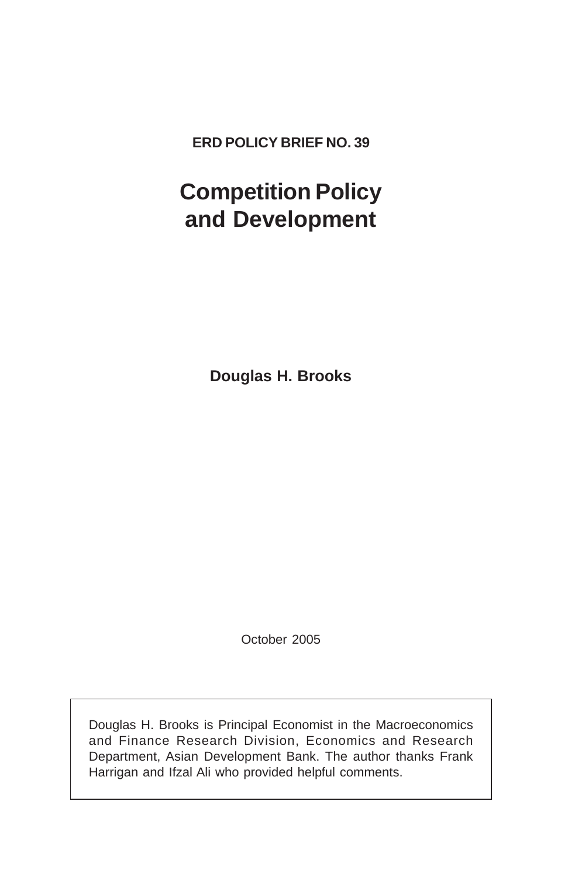**ERD POLICY BRIEF NO. 39**

# Competition Policy and Development

**Douglas H. Brooks**

October 2005

Douglas H. Brooks is Principal Economist in the Macroeconomics and Finance Research Division, Economics and Research Department, Asian Development Bank. The author thanks Frank Harrigan and Ifzal Ali who provided helpful comments.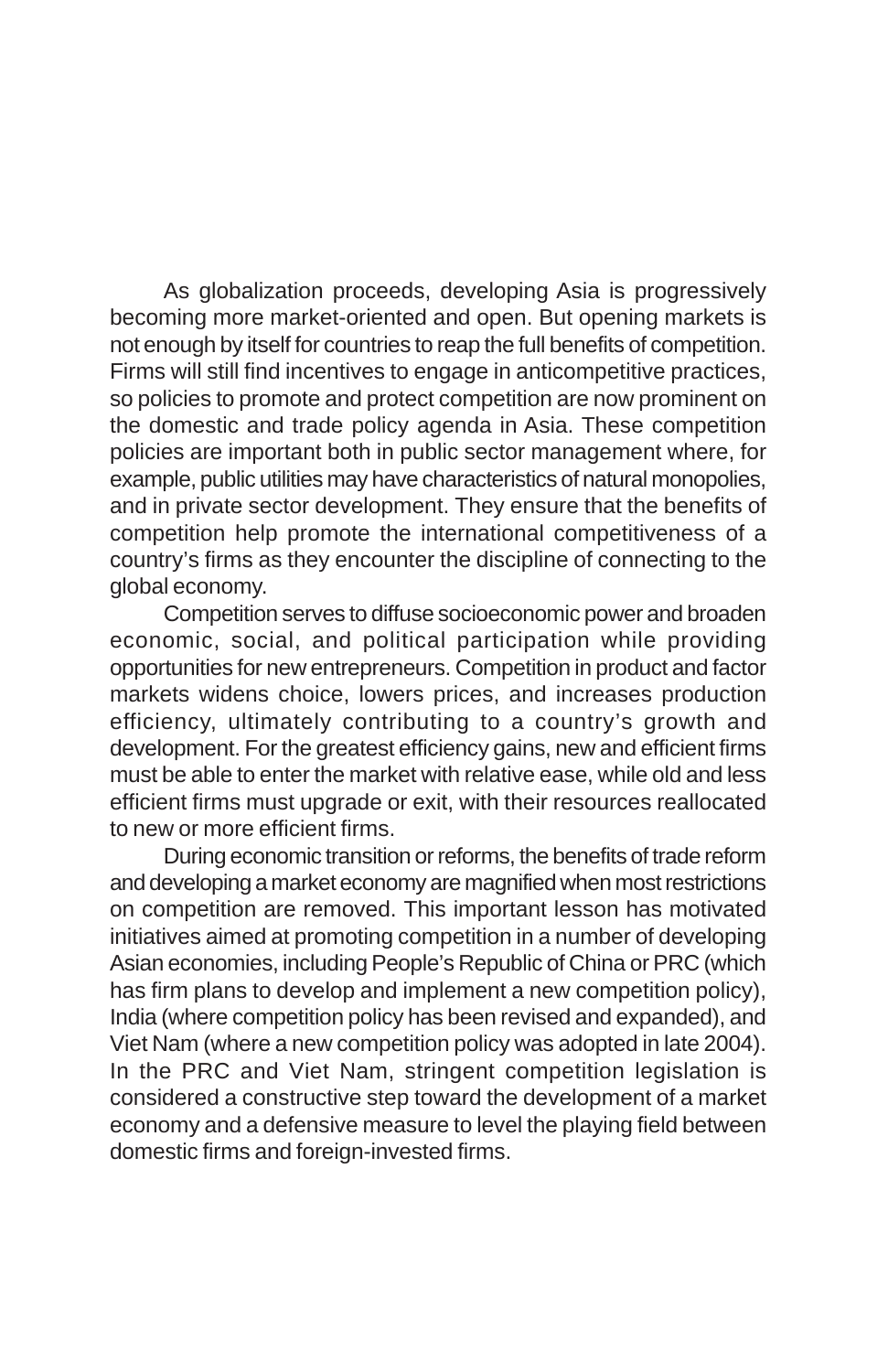As globalization proceeds, developing Asia is progressively becoming more market-oriented and open. But opening markets is not enough by itself for countries to reap the full benefits of competition. Firms will still find incentives to engage in anticompetitive practices, so policies to promote and protect competition are now prominent on the domestic and trade policy agenda in Asia. These competition policies are important both in public sector management where, for example, public utilities may have characteristics of natural monopolies, and in private sector development. They ensure that the benefits of competition help promote the international competitiveness of a country's firms as they encounter the discipline of connecting to the global economy.

Competition serves to diffuse socioeconomic power and broaden economic, social, and political participation while providing opportunities for new entrepreneurs. Competition in product and factor markets widens choice, lowers prices, and increases production efficiency, ultimately contributing to a country's growth and development. For the greatest efficiency gains, new and efficient firms must be able to enter the market with relative ease, while old and less efficient firms must upgrade or exit, with their resources reallocated to new or more efficient firms.

During economic transition or reforms, the benefits of trade reform and developing a market economy are magnified when most restrictions on competition are removed. This important lesson has motivated initiatives aimed at promoting competition in a number of developing Asian economies, including People's Republic of China or PRC (which has firm plans to develop and implement a new competition policy), India (where competition policy has been revised and expanded), and Viet Nam (where a new competition policy was adopted in late 2004). In the PRC and Viet Nam, stringent competition legislation is considered a constructive step toward the development of a market economy and a defensive measure to level the playing field between domestic firms and foreign-invested firms.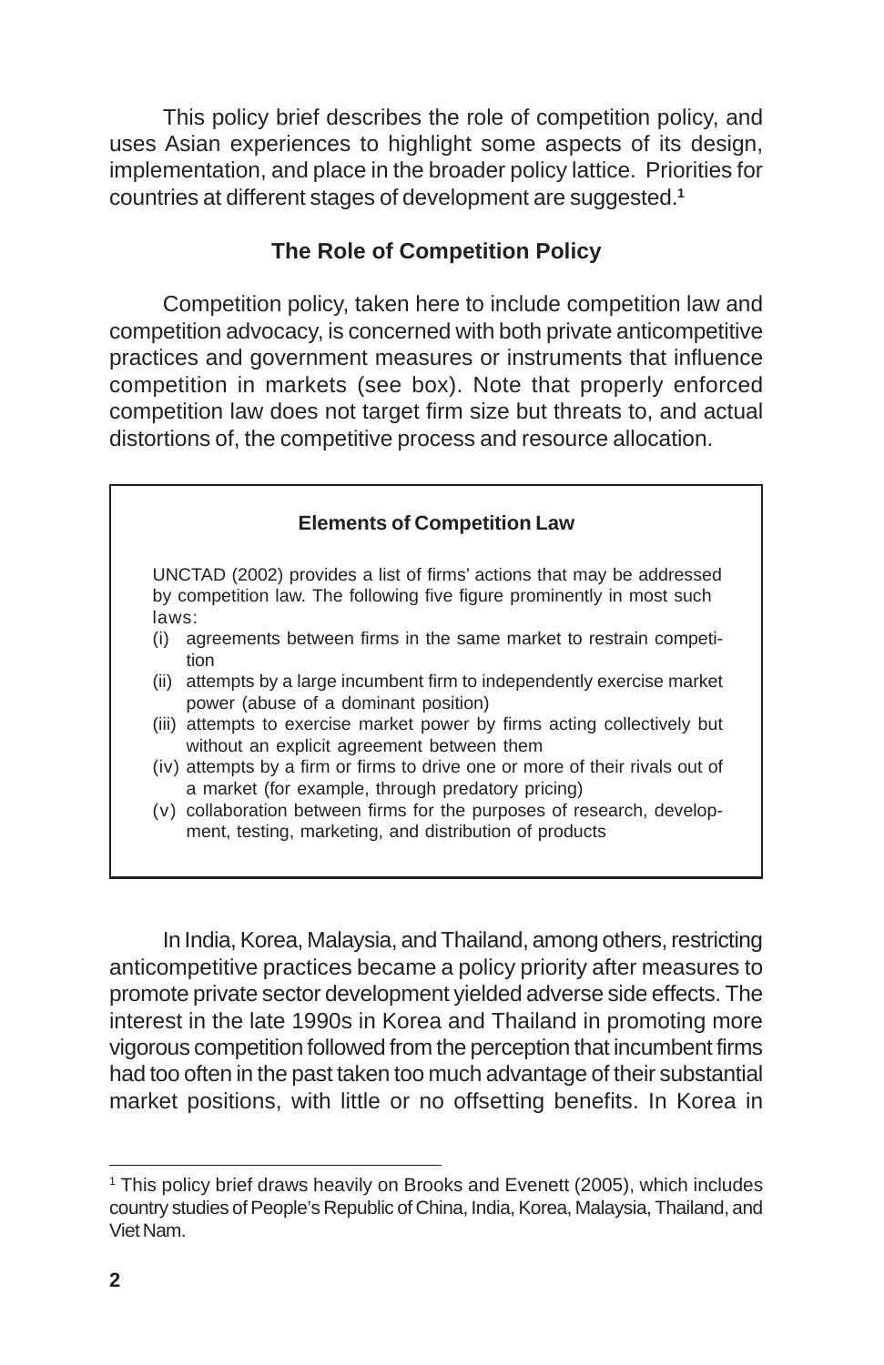This policy brief describes the role of competition policy, and uses Asian experiences to highlight some aspects of its design, implementation, and place in the broader policy lattice. Priorities for countries at different stages of development are suggested.[1]

## The Role of Competition Policy

Competition policy, taken here to include competition law and competition advocacy, is concerned with both private anticompetitive practices and government measures or instruments that influence competition in markets (see box). Note that properly enforced competition law does not target firm size but threats to, and actual distortions of, the competitive process and resource allocation.

> **Elements of Competition Law**
>
> UNCTAD (2002) provides a list of firms' actions that may be addressed by competition law. The following five figure prominently in most such laws:
>
> (i) agreements between firms in the same market to restrain competition
> (ii) attempts by a large incumbent firm to independently exercise market power (abuse of a dominant position)
> (iii) attempts to exercise market power by firms acting collectively but without an explicit agreement between them
> (iv) attempts by a firm or firms to drive one or more of their rivals out of a market (for example, through predatory pricing)
> (v) collaboration between firms for the purposes of research, development, testing, marketing, and distribution of products

In India, Korea, Malaysia, and Thailand, among others, restricting anticompetitive practices became a policy priority after measures to promote private sector development yielded adverse side effects. The interest in the late 1990s in Korea and Thailand in promoting more vigorous competition followed from the perception that incumbent firms had too often in the past taken too much advantage of their substantial market positions, with little or no offsetting benefits. In Korea in

---

[1] This policy brief draws heavily on Brooks and Evenett (2005), which includes country studies of People's Republic of China, India, Korea, Malaysia, Thailand, and Viet Nam.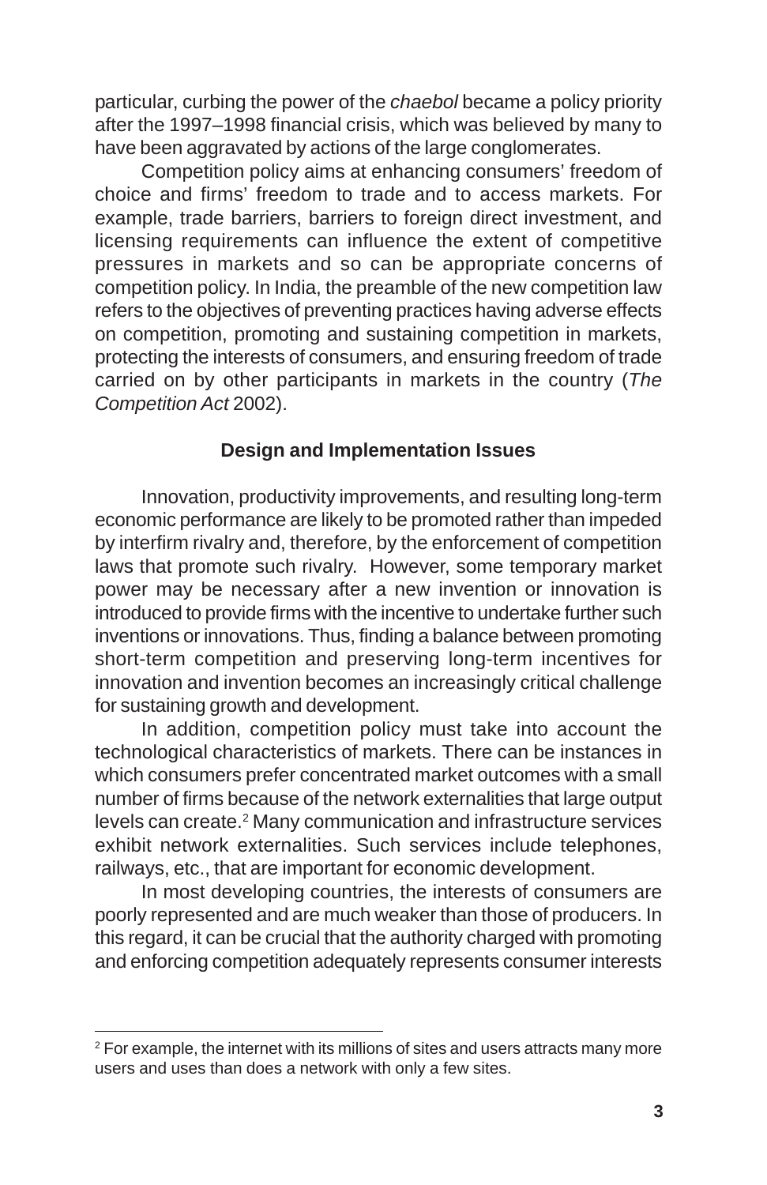particular, curbing the power of the *chaebol* became a policy priority after the 1997–1998 financial crisis, which was believed by many to have been aggravated by actions of the large conglomerates.

Competition policy aims at enhancing consumers' freedom of choice and firms' freedom to trade and to access markets. For example, trade barriers, barriers to foreign direct investment, and licensing requirements can influence the extent of competitive pressures in markets and so can be appropriate concerns of competition policy. In India, the preamble of the new competition law refers to the objectives of preventing practices having adverse effects on competition, promoting and sustaining competition in markets, protecting the interests of consumers, and ensuring freedom of trade carried on by other participants in markets in the country (*The Competition Act* 2002).

## Design and Implementation Issues

Innovation, productivity improvements, and resulting long-term economic performance are likely to be promoted rather than impeded by interfirm rivalry and, therefore, by the enforcement of competition laws that promote such rivalry. However, some temporary market power may be necessary after a new invention or innovation is introduced to provide firms with the incentive to undertake further such inventions or innovations. Thus, finding a balance between promoting short-term competition and preserving long-term incentives for innovation and invention becomes an increasingly critical challenge for sustaining growth and development.

In addition, competition policy must take into account the technological characteristics of markets. There can be instances in which consumers prefer concentrated market outcomes with a small number of firms because of the network externalities that large output levels can create.[2] Many communication and infrastructure services exhibit network externalities. Such services include telephones, railways, etc., that are important for economic development.

In most developing countries, the interests of consumers are poorly represented and are much weaker than those of producers. In this regard, it can be crucial that the authority charged with promoting and enforcing competition adequately represents consumer interests

---

[2] For example, the internet with its millions of sites and users attracts many more users and uses than does a network with only a few sites.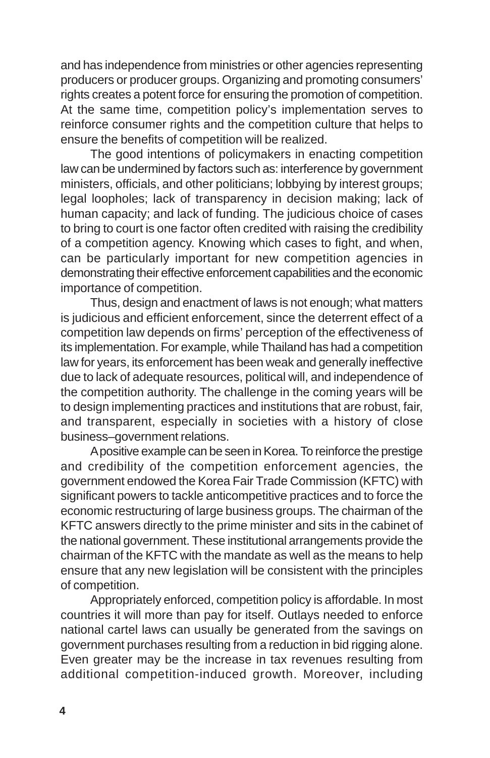and has independence from ministries or other agencies representing producers or producer groups. Organizing and promoting consumers' rights creates a potent force for ensuring the promotion of competition. At the same time, competition policy's implementation serves to reinforce consumer rights and the competition culture that helps to ensure the benefits of competition will be realized.

The good intentions of policymakers in enacting competition law can be undermined by factors such as: interference by government ministers, officials, and other politicians; lobbying by interest groups; legal loopholes; lack of transparency in decision making; lack of human capacity; and lack of funding. The judicious choice of cases to bring to court is one factor often credited with raising the credibility of a competition agency. Knowing which cases to fight, and when, can be particularly important for new competition agencies in demonstrating their effective enforcement capabilities and the economic importance of competition.

Thus, design and enactment of laws is not enough; what matters is judicious and efficient enforcement, since the deterrent effect of a competition law depends on firms' perception of the effectiveness of its implementation. For example, while Thailand has had a competition law for years, its enforcement has been weak and generally ineffective due to lack of adequate resources, political will, and independence of the competition authority. The challenge in the coming years will be to design implementing practices and institutions that are robust, fair, and transparent, especially in societies with a history of close business–government relations.

A positive example can be seen in Korea. To reinforce the prestige and credibility of the competition enforcement agencies, the government endowed the Korea Fair Trade Commission (KFTC) with significant powers to tackle anticompetitive practices and to force the economic restructuring of large business groups. The chairman of the KFTC answers directly to the prime minister and sits in the cabinet of the national government. These institutional arrangements provide the chairman of the KFTC with the mandate as well as the means to help ensure that any new legislation will be consistent with the principles of competition.

Appropriately enforced, competition policy is affordable. In most countries it will more than pay for itself. Outlays needed to enforce national cartel laws can usually be generated from the savings on government purchases resulting from a reduction in bid rigging alone. Even greater may be the increase in tax revenues resulting from additional competition-induced growth. Moreover, including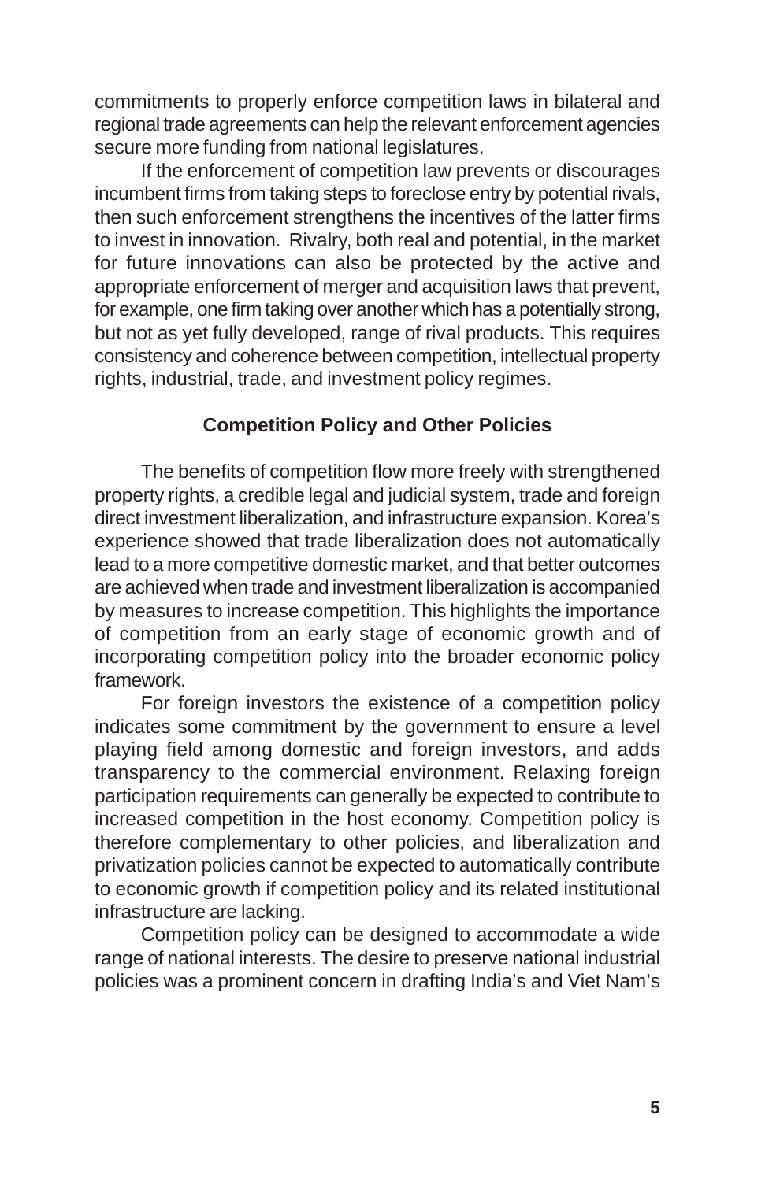commitments to properly enforce competition laws in bilateral and regional trade agreements can help the relevant enforcement agencies secure more funding from national legislatures.

If the enforcement of competition law prevents or discourages incumbent firms from taking steps to foreclose entry by potential rivals, then such enforcement strengthens the incentives of the latter firms to invest in innovation. Rivalry, both real and potential, in the market for future innovations can also be protected by the active and appropriate enforcement of merger and acquisition laws that prevent, for example, one firm taking over another which has a potentially strong, but not as yet fully developed, range of rival products. This requires consistency and coherence between competition, intellectual property rights, industrial, trade, and investment policy regimes.

## Competition Policy and Other Policies

The benefits of competition flow more freely with strengthened property rights, a credible legal and judicial system, trade and foreign direct investment liberalization, and infrastructure expansion. Korea's experience showed that trade liberalization does not automatically lead to a more competitive domestic market, and that better outcomes are achieved when trade and investment liberalization is accompanied by measures to increase competition. This highlights the importance of competition from an early stage of economic growth and of incorporating competition policy into the broader economic policy framework.

For foreign investors the existence of a competition policy indicates some commitment by the government to ensure a level playing field among domestic and foreign investors, and adds transparency to the commercial environment. Relaxing foreign participation requirements can generally be expected to contribute to increased competition in the host economy. Competition policy is therefore complementary to other policies, and liberalization and privatization policies cannot be expected to automatically contribute to economic growth if competition policy and its related institutional infrastructure are lacking.

Competition policy can be designed to accommodate a wide range of national interests. The desire to preserve national industrial policies was a prominent concern in drafting India's and Viet Nam's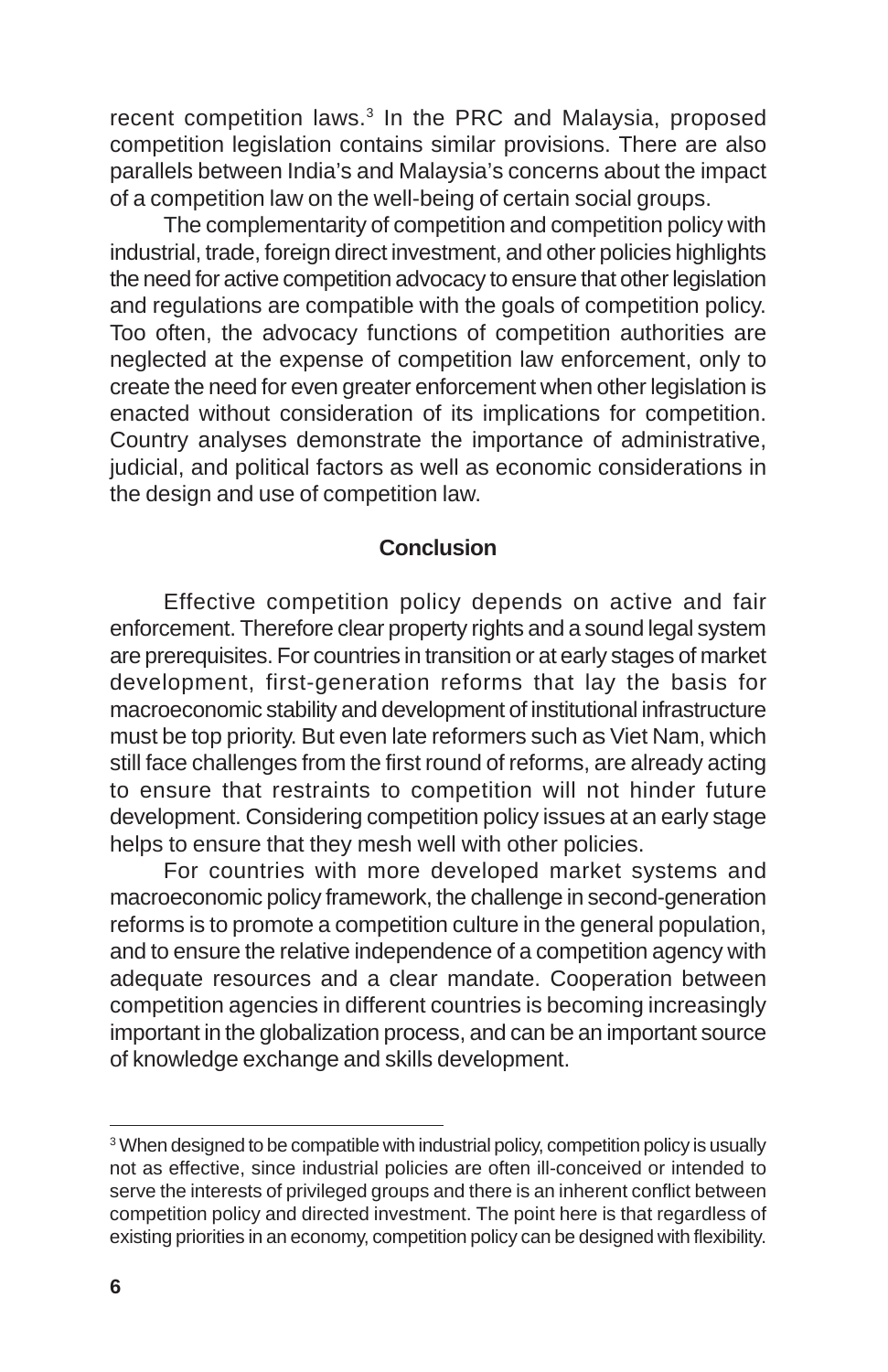recent competition laws.[3] In the PRC and Malaysia, proposed competition legislation contains similar provisions. There are also parallels between India's and Malaysia's concerns about the impact of a competition law on the well-being of certain social groups.

The complementarity of competition and competition policy with industrial, trade, foreign direct investment, and other policies highlights the need for active competition advocacy to ensure that other legislation and regulations are compatible with the goals of competition policy. Too often, the advocacy functions of competition authorities are neglected at the expense of competition law enforcement, only to create the need for even greater enforcement when other legislation is enacted without consideration of its implications for competition. Country analyses demonstrate the importance of administrative, judicial, and political factors as well as economic considerations in the design and use of competition law.

## Conclusion

Effective competition policy depends on active and fair enforcement. Therefore clear property rights and a sound legal system are prerequisites. For countries in transition or at early stages of market development, first-generation reforms that lay the basis for macroeconomic stability and development of institutional infrastructure must be top priority. But even late reformers such as Viet Nam, which still face challenges from the first round of reforms, are already acting to ensure that restraints to competition will not hinder future development. Considering competition policy issues at an early stage helps to ensure that they mesh well with other policies.

For countries with more developed market systems and macroeconomic policy framework, the challenge in second-generation reforms is to promote a competition culture in the general population, and to ensure the relative independence of a competition agency with adequate resources and a clear mandate. Cooperation between competition agencies in different countries is becoming increasingly important in the globalization process, and can be an important source of knowledge exchange and skills development.

---

[3] When designed to be compatible with industrial policy, competition policy is usually not as effective, since industrial policies are often ill-conceived or intended to serve the interests of privileged groups and there is an inherent conflict between competition policy and directed investment. The point here is that regardless of existing priorities in an economy, competition policy can be designed with flexibility.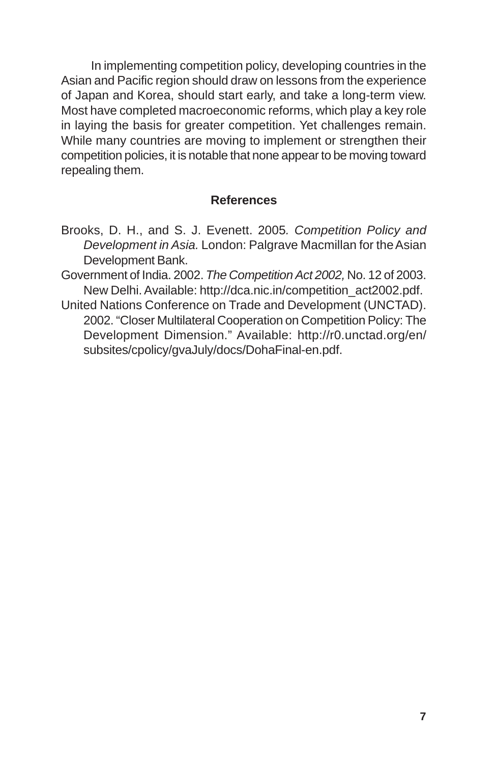In implementing competition policy, developing countries in the Asian and Pacific region should draw on lessons from the experience of Japan and Korea, should start early, and take a long-term view. Most have completed macroeconomic reforms, which play a key role in laying the basis for greater competition. Yet challenges remain. While many countries are moving to implement or strengthen their competition policies, it is notable that none appear to be moving toward repealing them.

## References

Brooks, D. H., and S. J. Evenett. 2005. *Competition Policy and Development in Asia.* London: Palgrave Macmillan for the Asian Development Bank.

Government of India. 2002. *The Competition Act 2002,* No. 12 of 2003. New Delhi. Available: http://dca.nic.in/competition_act2002.pdf.

United Nations Conference on Trade and Development (UNCTAD). 2002. "Closer Multilateral Cooperation on Competition Policy: The Development Dimension." Available: http://r0.unctad.org/en/subsites/cpolicy/gvaJuly/docs/DohaFinal-en.pdf.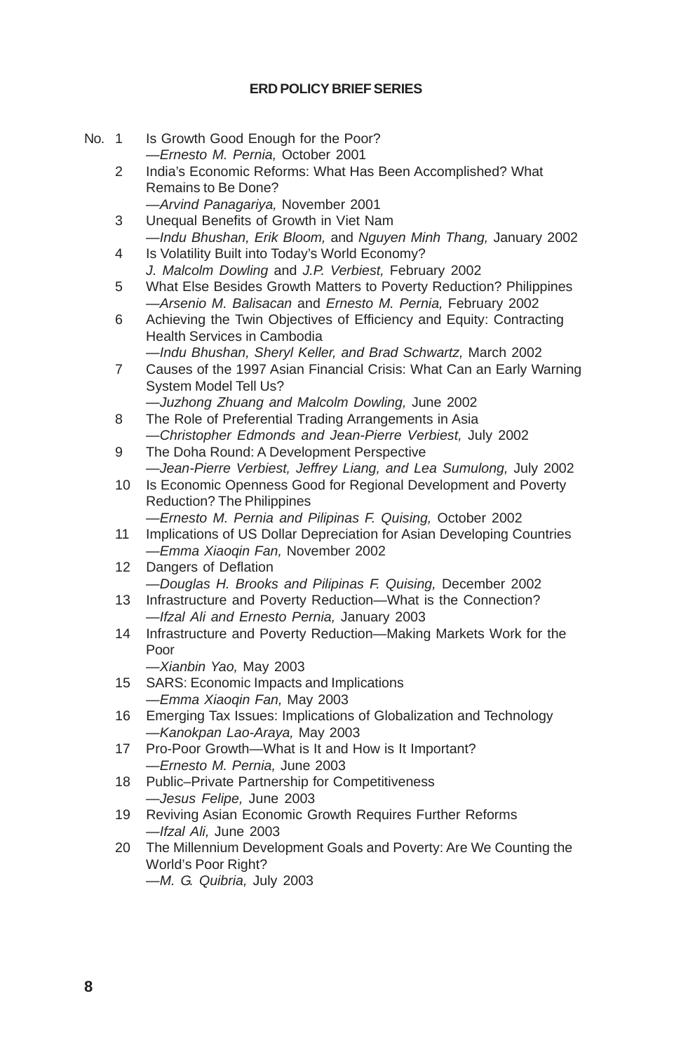**ERD POLICY BRIEF SERIES**

No. 1 Is Growth Good Enough for the Poor?
—*Ernesto M. Pernia,* October 2001

2 India's Economic Reforms: What Has Been Accomplished? What Remains to Be Done?
—*Arvind Panagariya,* November 2001

3 Unequal Benefits of Growth in Viet Nam
—*Indu Bhushan, Erik Bloom,* and *Nguyen Minh Thang,* January 2002

4 Is Volatility Built into Today's World Economy?
*J. Malcolm Dowling* and *J.P. Verbiest,* February 2002

5 What Else Besides Growth Matters to Poverty Reduction? Philippines
—*Arsenio M. Balisacan* and *Ernesto M. Pernia,* February 2002

6 Achieving the Twin Objectives of Efficiency and Equity: Contracting Health Services in Cambodia
—*Indu Bhushan, Sheryl Keller, and Brad Schwartz,* March 2002

7 Causes of the 1997 Asian Financial Crisis: What Can an Early Warning System Model Tell Us?
—*Juzhong Zhuang and Malcolm Dowling,* June 2002

8 The Role of Preferential Trading Arrangements in Asia
—*Christopher Edmonds and Jean-Pierre Verbiest,* July 2002

9 The Doha Round: A Development Perspective
—*Jean-Pierre Verbiest, Jeffrey Liang, and Lea Sumulong,* July 2002

10 Is Economic Openness Good for Regional Development and Poverty Reduction? The Philippines
—*Ernesto M. Pernia and Pilipinas F. Quising,* October 2002

11 Implications of US Dollar Depreciation for Asian Developing Countries
—*Emma Xiaoqin Fan,* November 2002

12 Dangers of Deflation
—*Douglas H. Brooks and Pilipinas F. Quising,* December 2002

13 Infrastructure and Poverty Reduction—What is the Connection?
—*Ifzal Ali and Ernesto Pernia,* January 2003

14 Infrastructure and Poverty Reduction—Making Markets Work for the Poor
—*Xianbin Yao,* May 2003

15 SARS: Economic Impacts and Implications
—*Emma Xiaoqin Fan,* May 2003

16 Emerging Tax Issues: Implications of Globalization and Technology
—*Kanokpan Lao-Araya,* May 2003

17 Pro-Poor Growth—What is It and How is It Important?
—*Ernesto M. Pernia,* June 2003

18 Public–Private Partnership for Competitiveness
—*Jesus Felipe,* June 2003

19 Reviving Asian Economic Growth Requires Further Reforms
—*Ifzal Ali,* June 2003

20 The Millennium Development Goals and Poverty: Are We Counting the World's Poor Right?
—*M. G. Quibria,* July 2003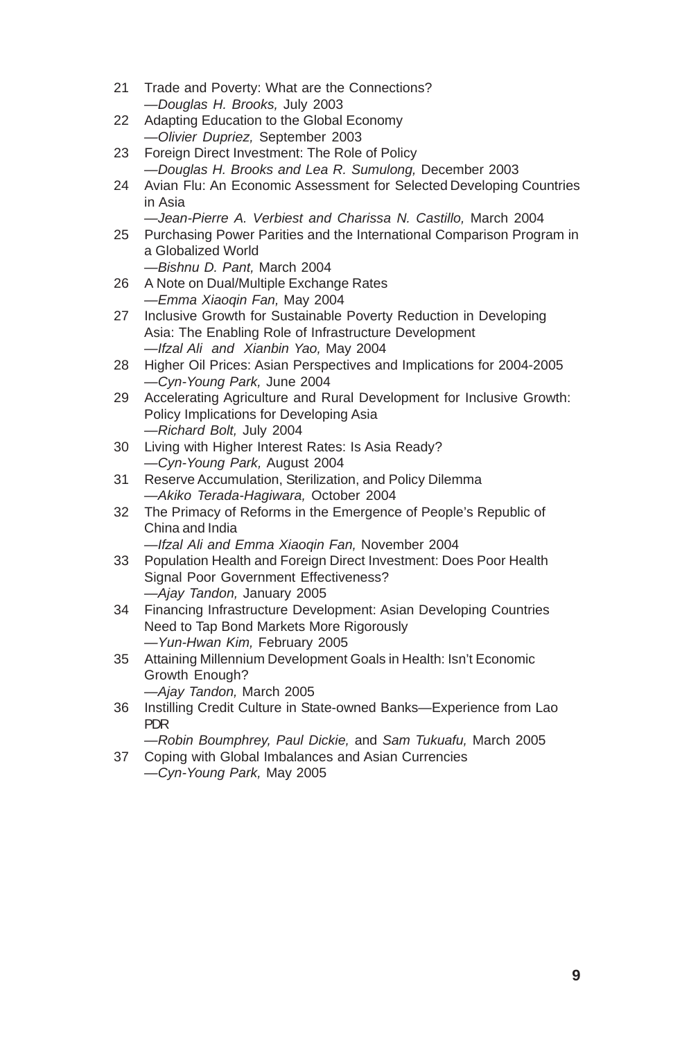21 Trade and Poverty: What are the Connections?
—*Douglas H. Brooks,* July 2003

22 Adapting Education to the Global Economy
—*Olivier Dupriez,* September 2003

23 Foreign Direct Investment: The Role of Policy
—*Douglas H. Brooks and Lea R. Sumulong,* December 2003

24 Avian Flu: An Economic Assessment for Selected Developing Countries in Asia
—*Jean-Pierre A. Verbiest and Charissa N. Castillo,* March 2004

25 Purchasing Power Parities and the International Comparison Program in a Globalized World
—*Bishnu D. Pant,* March 2004

26 A Note on Dual/Multiple Exchange Rates
—*Emma Xiaoqin Fan,* May 2004

27 Inclusive Growth for Sustainable Poverty Reduction in Developing Asia: The Enabling Role of Infrastructure Development
—*Ifzal Ali and Xianbin Yao,* May 2004

28 Higher Oil Prices: Asian Perspectives and Implications for 2004-2005
—*Cyn-Young Park,* June 2004

29 Accelerating Agriculture and Rural Development for Inclusive Growth: Policy Implications for Developing Asia
—*Richard Bolt,* July 2004

30 Living with Higher Interest Rates: Is Asia Ready?
—*Cyn-Young Park,* August 2004

31 Reserve Accumulation, Sterilization, and Policy Dilemma
—*Akiko Terada-Hagiwara,* October 2004

32 The Primacy of Reforms in the Emergence of People's Republic of China and India
—*Ifzal Ali and Emma Xiaoqin Fan,* November 2004

33 Population Health and Foreign Direct Investment: Does Poor Health Signal Poor Government Effectiveness?
—*Ajay Tandon,* January 2005

34 Financing Infrastructure Development: Asian Developing Countries Need to Tap Bond Markets More Rigorously
—*Yun-Hwan Kim,* February 2005

35 Attaining Millennium Development Goals in Health: Isn't Economic Growth Enough?
—*Ajay Tandon,* March 2005

36 Instilling Credit Culture in State-owned Banks—Experience from Lao PDR
—*Robin Boumphrey, Paul Dickie,* and *Sam Tukuafu,* March 2005

37 Coping with Global Imbalances and Asian Currencies
—*Cyn-Young Park,* May 2005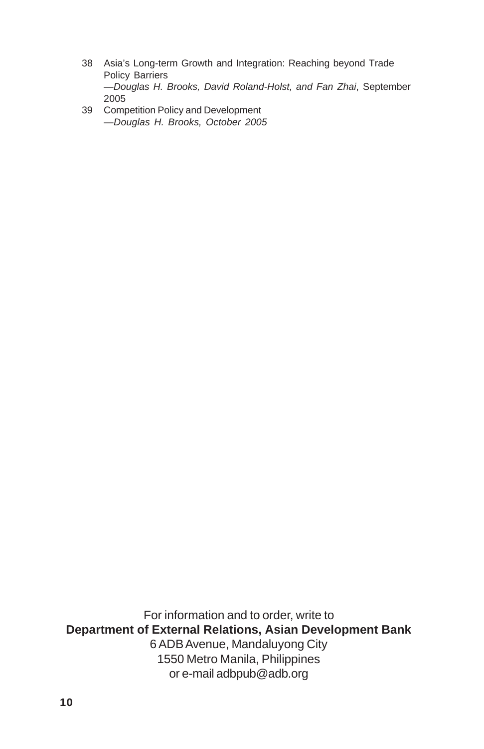38 Asia's Long-term Growth and Integration: Reaching beyond Trade Policy Barriers
—*Douglas H. Brooks, David Roland-Holst, and Fan Zhai*, September 2005

39 Competition Policy and Development
—*Douglas H. Brooks, October 2005*

For information and to order, write to

**Department of External Relations, Asian Development Bank**

6 ADB Avenue, Mandaluyong City

1550 Metro Manila, Philippines

or e-mail adbpub@adb.org